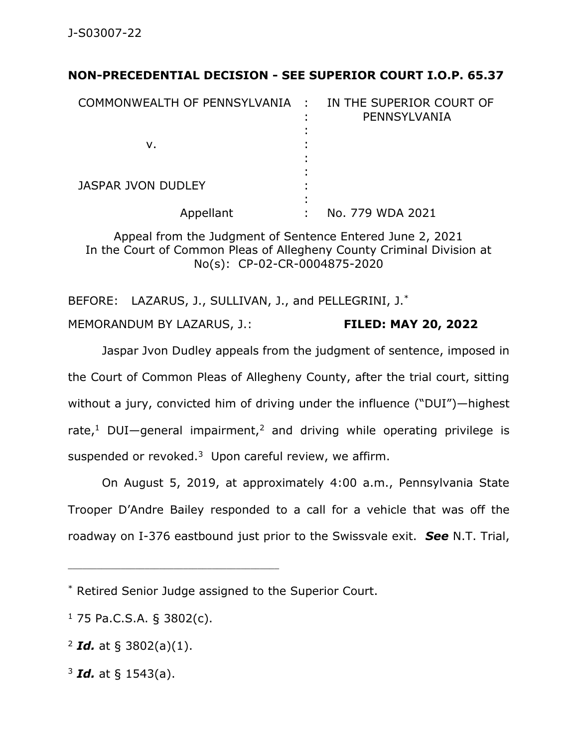**NON-PRECEDENTIAL DECISION - SEE SUPERIOR COURT I.O.P. 65.37**

| | | |
|---|---|---|
| COMMONWEALTH OF PENNSYLVANIA | : | IN THE SUPERIOR COURT OF PENNSYLVANIA |
| v. | : | |
| JASPAR JVON DUDLEY | : | |
| Appellant | : | No. 779 WDA 2021 |

Appeal from the Judgment of Sentence Entered June 2, 2021
In the Court of Common Pleas of Allegheny County Criminal Division at No(s): CP-02-CR-0004875-2020

BEFORE: LAZARUS, J., SULLIVAN, J., and PELLEGRINI, J.*

MEMORANDUM BY LAZARUS, J.: **FILED: MAY 20, 2022**

Jaspar Jvon Dudley appeals from the judgment of sentence, imposed in the Court of Common Pleas of Allegheny County, after the trial court, sitting without a jury, convicted him of driving under the influence ("DUI")—highest rate,[1] DUI—general impairment,[2] and driving while operating privilege is suspended or revoked.[3] Upon careful review, we affirm.

On August 5, 2019, at approximately 4:00 a.m., Pennsylvania State Trooper D'Andre Bailey responded to a call for a vehicle that was off the roadway on I-376 eastbound just prior to the Swissvale exit. ***See*** N.T. Trial,

---

* Retired Senior Judge assigned to the Superior Court.

[1] 75 Pa.C.S.A. § 3802(c).

[2] ***Id.*** at § 3802(a)(1).

[3] ***Id.*** at § 1543(a).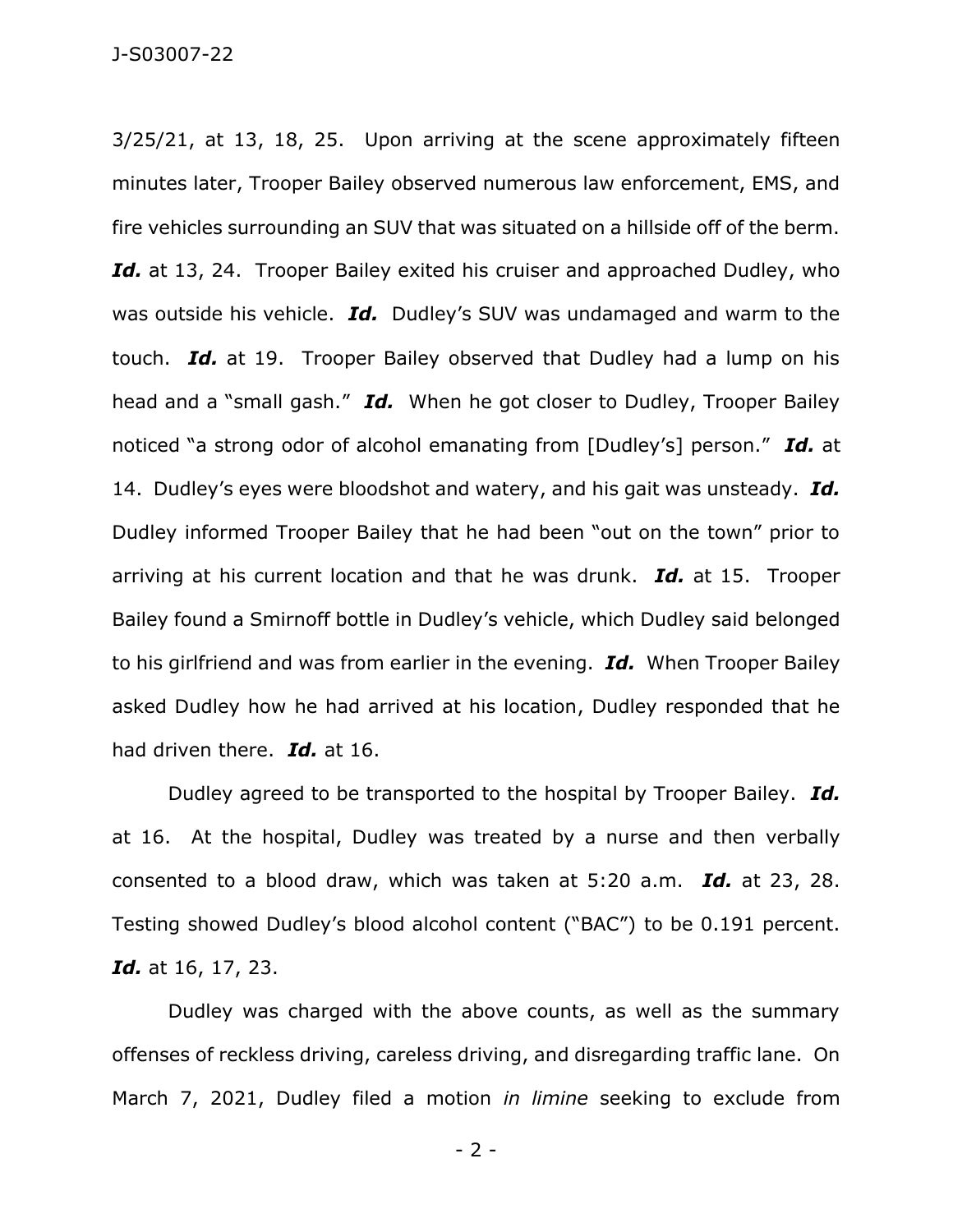3/25/21, at 13, 18, 25. Upon arriving at the scene approximately fifteen minutes later, Trooper Bailey observed numerous law enforcement, EMS, and fire vehicles surrounding an SUV that was situated on a hillside off of the berm. ***Id.*** at 13, 24. Trooper Bailey exited his cruiser and approached Dudley, who was outside his vehicle. ***Id.*** Dudley's SUV was undamaged and warm to the touch. ***Id.*** at 19. Trooper Bailey observed that Dudley had a lump on his head and a "small gash." ***Id.*** When he got closer to Dudley, Trooper Bailey noticed "a strong odor of alcohol emanating from [Dudley's] person." ***Id.*** at 14. Dudley's eyes were bloodshot and watery, and his gait was unsteady. ***Id.*** Dudley informed Trooper Bailey that he had been "out on the town" prior to arriving at his current location and that he was drunk. ***Id.*** at 15. Trooper Bailey found a Smirnoff bottle in Dudley's vehicle, which Dudley said belonged to his girlfriend and was from earlier in the evening. ***Id.*** When Trooper Bailey asked Dudley how he had arrived at his location, Dudley responded that he had driven there. ***Id.*** at 16.

Dudley agreed to be transported to the hospital by Trooper Bailey. ***Id.*** at 16. At the hospital, Dudley was treated by a nurse and then verbally consented to a blood draw, which was taken at 5:20 a.m. ***Id.*** at 23, 28. Testing showed Dudley's blood alcohol content ("BAC") to be 0.191 percent. ***Id.*** at 16, 17, 23.

Dudley was charged with the above counts, as well as the summary offenses of reckless driving, careless driving, and disregarding traffic lane. On March 7, 2021, Dudley filed a motion *in limine* seeking to exclude from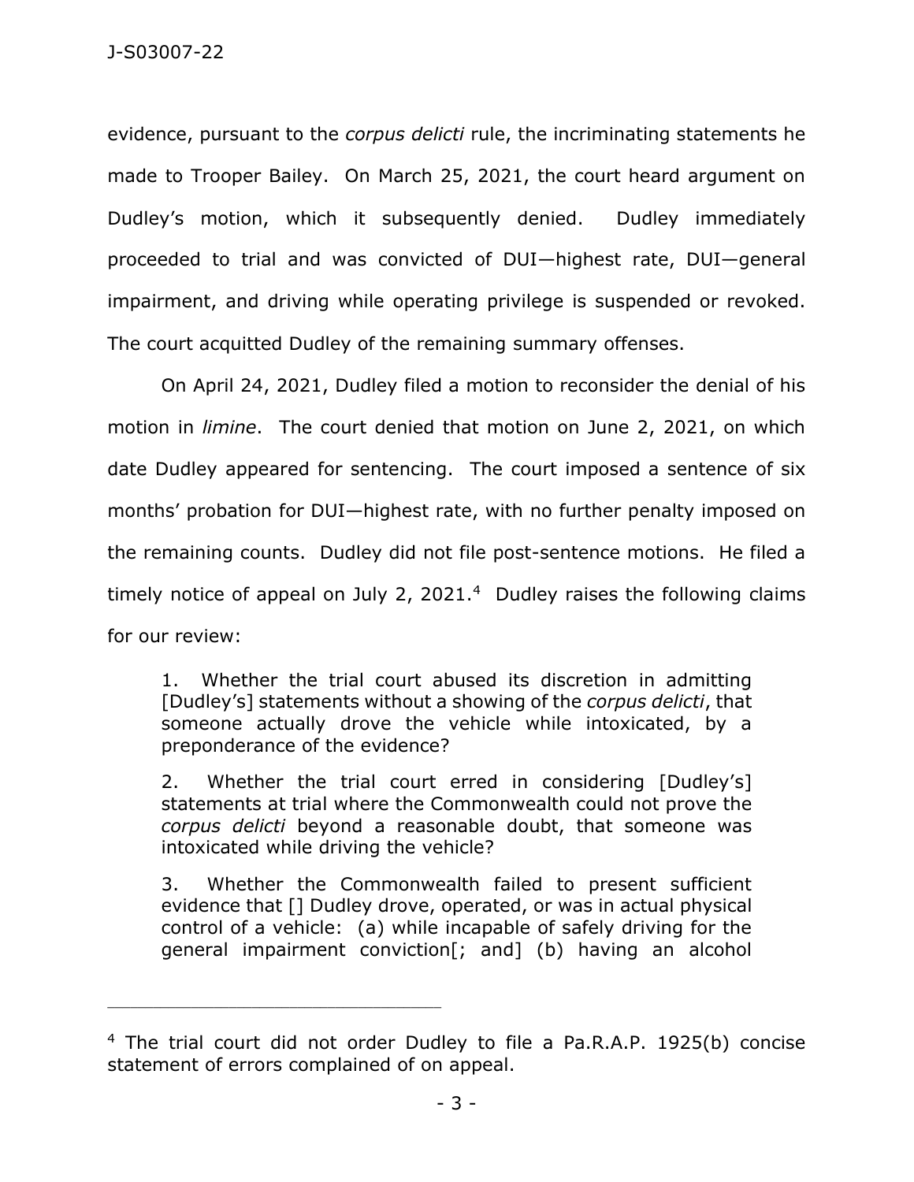evidence, pursuant to the *corpus delicti* rule, the incriminating statements he made to Trooper Bailey. On March 25, 2021, the court heard argument on Dudley's motion, which it subsequently denied. Dudley immediately proceeded to trial and was convicted of DUI—highest rate, DUI—general impairment, and driving while operating privilege is suspended or revoked. The court acquitted Dudley of the remaining summary offenses.

On April 24, 2021, Dudley filed a motion to reconsider the denial of his motion in *limine*. The court denied that motion on June 2, 2021, on which date Dudley appeared for sentencing. The court imposed a sentence of six months' probation for DUI—highest rate, with no further penalty imposed on the remaining counts. Dudley did not file post-sentence motions. He filed a timely notice of appeal on July 2, 2021.[4] Dudley raises the following claims for our review:

> 1. Whether the trial court abused its discretion in admitting [Dudley's] statements without a showing of the *corpus delicti*, that someone actually drove the vehicle while intoxicated, by a preponderance of the evidence?
>
> 2. Whether the trial court erred in considering [Dudley's] statements at trial where the Commonwealth could not prove the *corpus delicti* beyond a reasonable doubt, that someone was intoxicated while driving the vehicle?
>
> 3. Whether the Commonwealth failed to present sufficient evidence that [] Dudley drove, operated, or was in actual physical control of a vehicle: (a) while incapable of safely driving for the general impairment conviction[; and] (b) having an alcohol

---

[4] The trial court did not order Dudley to file a Pa.R.A.P. 1925(b) concise statement of errors complained of on appeal.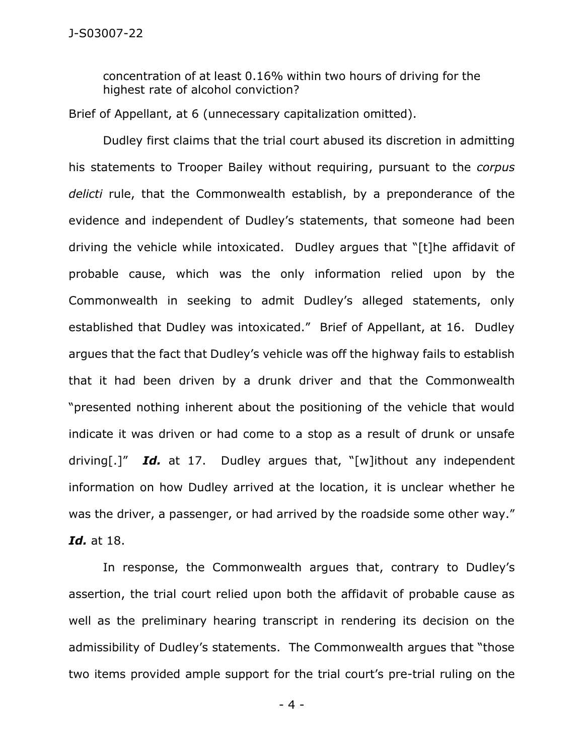> concentration of at least 0.16% within two hours of driving for the highest rate of alcohol conviction?

Brief of Appellant, at 6 (unnecessary capitalization omitted).

Dudley first claims that the trial court abused its discretion in admitting his statements to Trooper Bailey without requiring, pursuant to the *corpus delicti* rule, that the Commonwealth establish, by a preponderance of the evidence and independent of Dudley's statements, that someone had been driving the vehicle while intoxicated. Dudley argues that "[t]he affidavit of probable cause, which was the only information relied upon by the Commonwealth in seeking to admit Dudley's alleged statements, only established that Dudley was intoxicated." Brief of Appellant, at 16. Dudley argues that the fact that Dudley's vehicle was off the highway fails to establish that it had been driven by a drunk driver and that the Commonwealth "presented nothing inherent about the positioning of the vehicle that would indicate it was driven or had come to a stop as a result of drunk or unsafe driving[.]" ***Id.*** at 17. Dudley argues that, "[w]ithout any independent information on how Dudley arrived at the location, it is unclear whether he was the driver, a passenger, or had arrived by the roadside some other way." ***Id.*** at 18.

In response, the Commonwealth argues that, contrary to Dudley's assertion, the trial court relied upon both the affidavit of probable cause as well as the preliminary hearing transcript in rendering its decision on the admissibility of Dudley's statements. The Commonwealth argues that "those two items provided ample support for the trial court's pre-trial ruling on the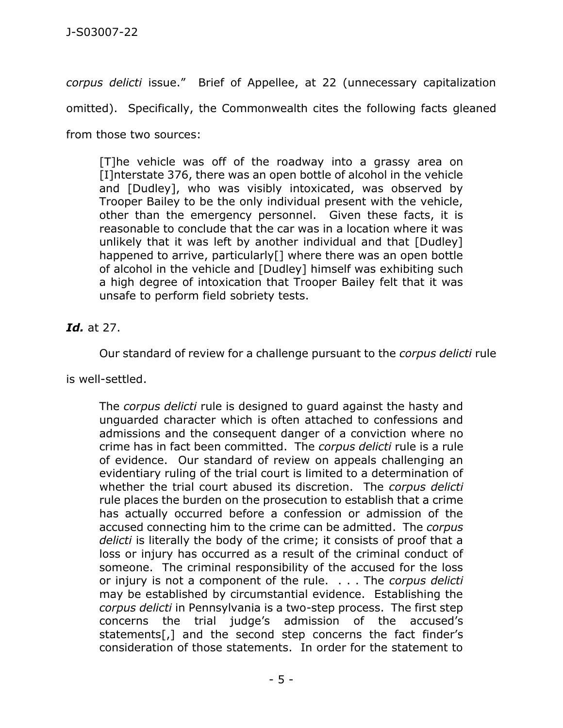*corpus delicti* issue." Brief of Appellee, at 22 (unnecessary capitalization omitted). Specifically, the Commonwealth cites the following facts gleaned from those two sources:

> [T]he vehicle was off of the roadway into a grassy area on [I]nterstate 376, there was an open bottle of alcohol in the vehicle and [Dudley], who was visibly intoxicated, was observed by Trooper Bailey to be the only individual present with the vehicle, other than the emergency personnel. Given these facts, it is reasonable to conclude that the car was in a location where it was unlikely that it was left by another individual and that [Dudley] happened to arrive, particularly[] where there was an open bottle of alcohol in the vehicle and [Dudley] himself was exhibiting such a high degree of intoxication that Trooper Bailey felt that it was unsafe to perform field sobriety tests.

***Id.*** at 27.

Our standard of review for a challenge pursuant to the *corpus delicti* rule is well-settled.

> The *corpus delicti* rule is designed to guard against the hasty and unguarded character which is often attached to confessions and admissions and the consequent danger of a conviction where no crime has in fact been committed. The *corpus delicti* rule is a rule of evidence. Our standard of review on appeals challenging an evidentiary ruling of the trial court is limited to a determination of whether the trial court abused its discretion. The *corpus delicti* rule places the burden on the prosecution to establish that a crime has actually occurred before a confession or admission of the accused connecting him to the crime can be admitted. The *corpus delicti* is literally the body of the crime; it consists of proof that a loss or injury has occurred as a result of the criminal conduct of someone. The criminal responsibility of the accused for the loss or injury is not a component of the rule. . . . The *corpus delicti* may be established by circumstantial evidence. Establishing the *corpus delicti* in Pennsylvania is a two-step process. The first step concerns the trial judge's admission of the accused's statements[,] and the second step concerns the fact finder's consideration of those statements. In order for the statement to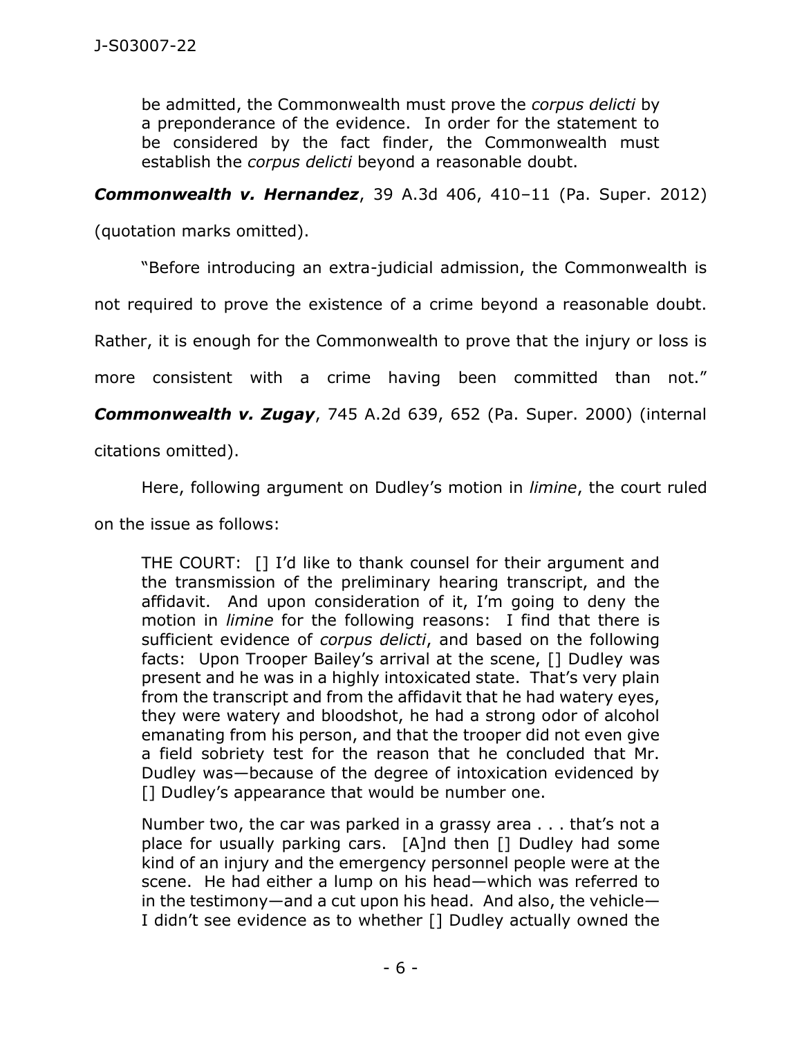> be admitted, the Commonwealth must prove the *corpus delicti* by a preponderance of the evidence. In order for the statement to be considered by the fact finder, the Commonwealth must establish the *corpus delicti* beyond a reasonable doubt.

***Commonwealth v. Hernandez***, 39 A.3d 406, 410–11 (Pa. Super. 2012) (quotation marks omitted).

"Before introducing an extra-judicial admission, the Commonwealth is not required to prove the existence of a crime beyond a reasonable doubt. Rather, it is enough for the Commonwealth to prove that the injury or loss is more consistent with a crime having been committed than not." ***Commonwealth v. Zugay***, 745 A.2d 639, 652 (Pa. Super. 2000) (internal citations omitted).

Here, following argument on Dudley's motion in *limine*, the court ruled on the issue as follows:

> THE COURT: [] I'd like to thank counsel for their argument and the transmission of the preliminary hearing transcript, and the affidavit. And upon consideration of it, I'm going to deny the motion in *limine* for the following reasons: I find that there is sufficient evidence of *corpus delicti*, and based on the following facts: Upon Trooper Bailey's arrival at the scene, [] Dudley was present and he was in a highly intoxicated state. That's very plain from the transcript and from the affidavit that he had watery eyes, they were watery and bloodshot, he had a strong odor of alcohol emanating from his person, and that the trooper did not even give a field sobriety test for the reason that he concluded that Mr. Dudley was—because of the degree of intoxication evidenced by [] Dudley's appearance that would be number one.
>
> Number two, the car was parked in a grassy area . . . that's not a place for usually parking cars. [A]nd then [] Dudley had some kind of an injury and the emergency personnel people were at the scene. He had either a lump on his head—which was referred to in the testimony—and a cut upon his head. And also, the vehicle—I didn't see evidence as to whether [] Dudley actually owned the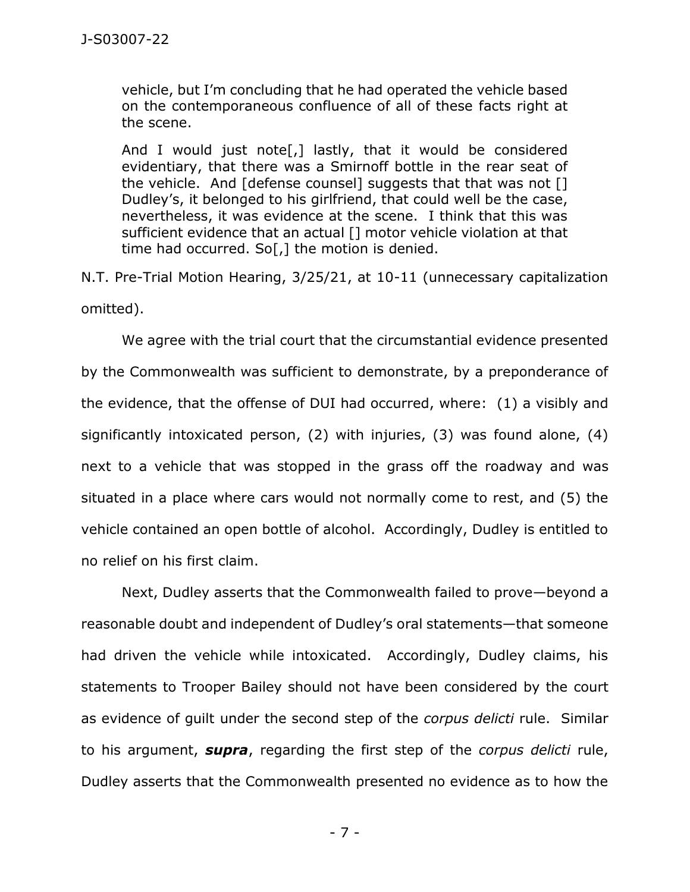> vehicle, but I'm concluding that he had operated the vehicle based on the contemporaneous confluence of all of these facts right at the scene.
>
> And I would just note[,] lastly, that it would be considered evidentiary, that there was a Smirnoff bottle in the rear seat of the vehicle. And [defense counsel] suggests that that was not [] Dudley's, it belonged to his girlfriend, that could well be the case, nevertheless, it was evidence at the scene. I think that this was sufficient evidence that an actual [] motor vehicle violation at that time had occurred. So[,] the motion is denied.

N.T. Pre-Trial Motion Hearing, 3/25/21, at 10-11 (unnecessary capitalization omitted).

We agree with the trial court that the circumstantial evidence presented by the Commonwealth was sufficient to demonstrate, by a preponderance of the evidence, that the offense of DUI had occurred, where: (1) a visibly and significantly intoxicated person, (2) with injuries, (3) was found alone, (4) next to a vehicle that was stopped in the grass off the roadway and was situated in a place where cars would not normally come to rest, and (5) the vehicle contained an open bottle of alcohol. Accordingly, Dudley is entitled to no relief on his first claim.

Next, Dudley asserts that the Commonwealth failed to prove—beyond a reasonable doubt and independent of Dudley's oral statements—that someone had driven the vehicle while intoxicated. Accordingly, Dudley claims, his statements to Trooper Bailey should not have been considered by the court as evidence of guilt under the second step of the *corpus delicti* rule. Similar to his argument, ***supra***, regarding the first step of the *corpus delicti* rule, Dudley asserts that the Commonwealth presented no evidence as to how the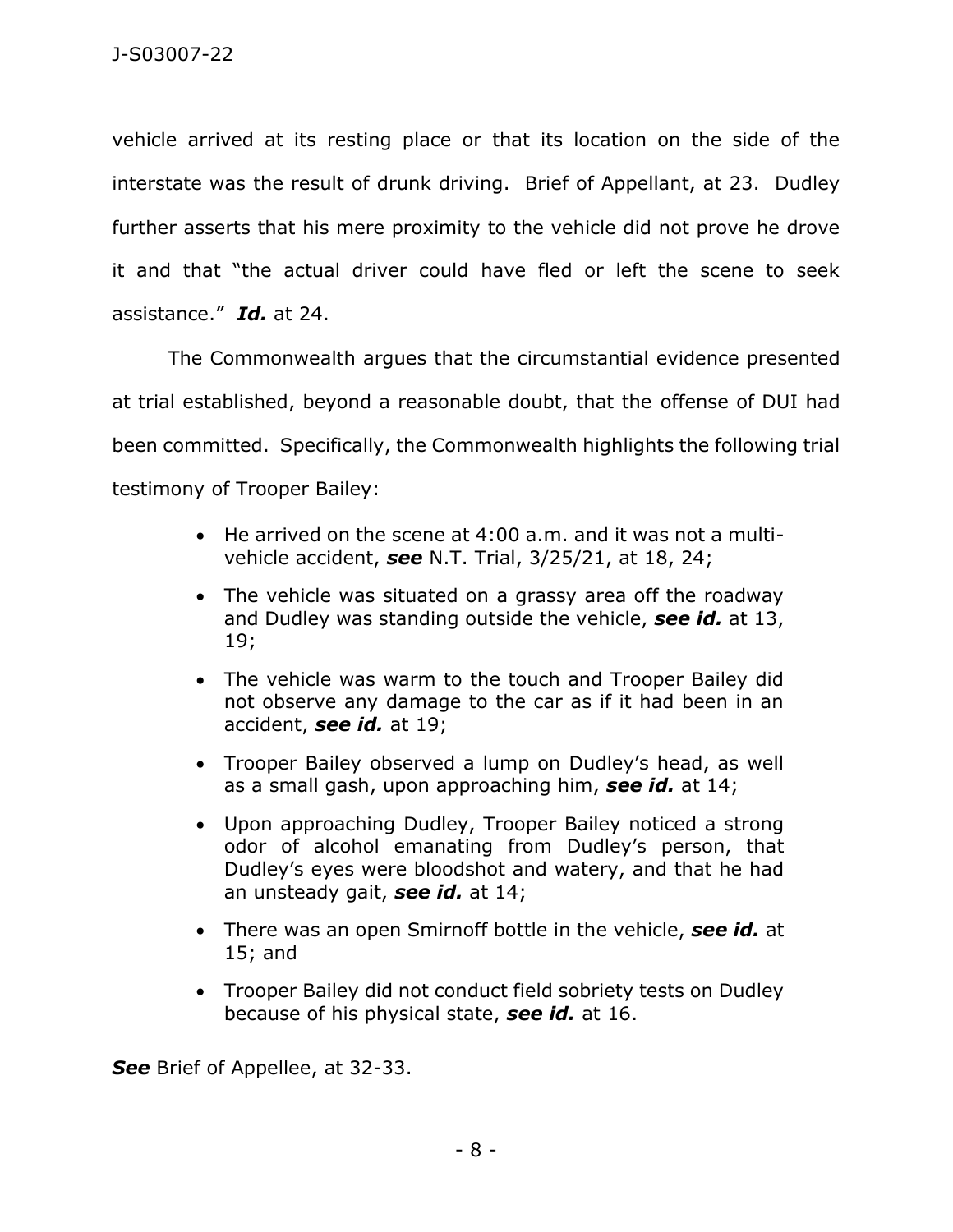vehicle arrived at its resting place or that its location on the side of the interstate was the result of drunk driving. Brief of Appellant, at 23. Dudley further asserts that his mere proximity to the vehicle did not prove he drove it and that "the actual driver could have fled or left the scene to seek assistance." ***Id.*** at 24.

The Commonwealth argues that the circumstantial evidence presented at trial established, beyond a reasonable doubt, that the offense of DUI had been committed. Specifically, the Commonwealth highlights the following trial testimony of Trooper Bailey:

- He arrived on the scene at 4:00 a.m. and it was not a multi-vehicle accident, ***see*** N.T. Trial, 3/25/21, at 18, 24;
- The vehicle was situated on a grassy area off the roadway and Dudley was standing outside the vehicle, ***see id.*** at 13, 19;
- The vehicle was warm to the touch and Trooper Bailey did not observe any damage to the car as if it had been in an accident, ***see id.*** at 19;
- Trooper Bailey observed a lump on Dudley's head, as well as a small gash, upon approaching him, ***see id.*** at 14;
- Upon approaching Dudley, Trooper Bailey noticed a strong odor of alcohol emanating from Dudley's person, that Dudley's eyes were bloodshot and watery, and that he had an unsteady gait, ***see id.*** at 14;
- There was an open Smirnoff bottle in the vehicle, ***see id.*** at 15; and
- Trooper Bailey did not conduct field sobriety tests on Dudley because of his physical state, ***see id.*** at 16.

***See*** Brief of Appellee, at 32-33.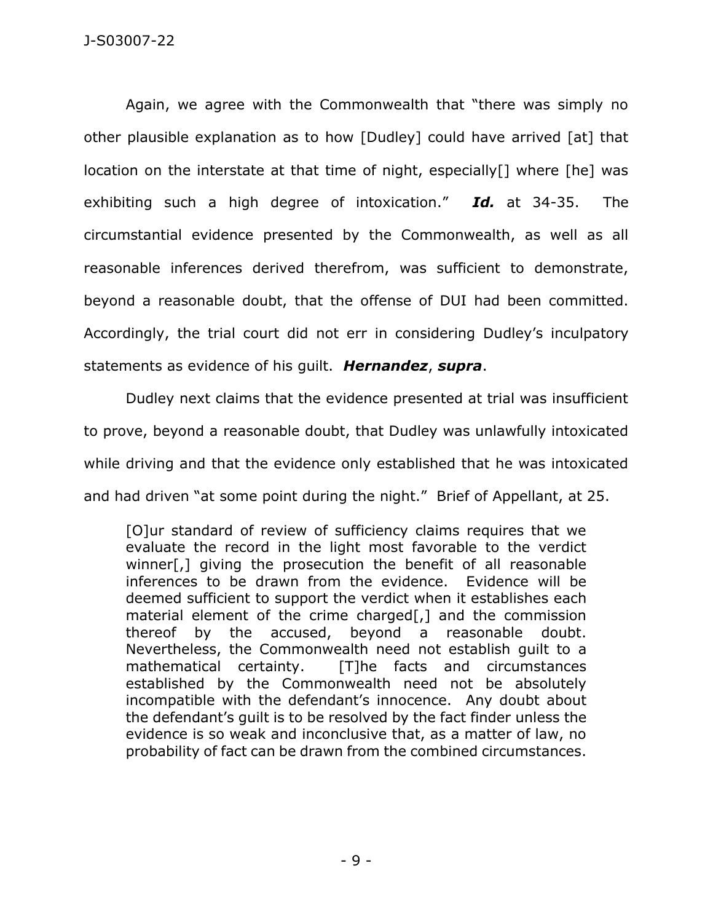Again, we agree with the Commonwealth that "there was simply no other plausible explanation as to how [Dudley] could have arrived [at] that location on the interstate at that time of night, especially[] where [he] was exhibiting such a high degree of intoxication." ***Id.*** at 34-35. The circumstantial evidence presented by the Commonwealth, as well as all reasonable inferences derived therefrom, was sufficient to demonstrate, beyond a reasonable doubt, that the offense of DUI had been committed. Accordingly, the trial court did not err in considering Dudley's inculpatory statements as evidence of his guilt. ***Hernandez***, ***supra***.

Dudley next claims that the evidence presented at trial was insufficient to prove, beyond a reasonable doubt, that Dudley was unlawfully intoxicated while driving and that the evidence only established that he was intoxicated and had driven "at some point during the night." Brief of Appellant, at 25.

> [O]ur standard of review of sufficiency claims requires that we evaluate the record in the light most favorable to the verdict winner[,] giving the prosecution the benefit of all reasonable inferences to be drawn from the evidence. Evidence will be deemed sufficient to support the verdict when it establishes each material element of the crime charged[,] and the commission thereof by the accused, beyond a reasonable doubt. Nevertheless, the Commonwealth need not establish guilt to a mathematical certainty. [T]he facts and circumstances established by the Commonwealth need not be absolutely incompatible with the defendant's innocence. Any doubt about the defendant's guilt is to be resolved by the fact finder unless the evidence is so weak and inconclusive that, as a matter of law, no probability of fact can be drawn from the combined circumstances.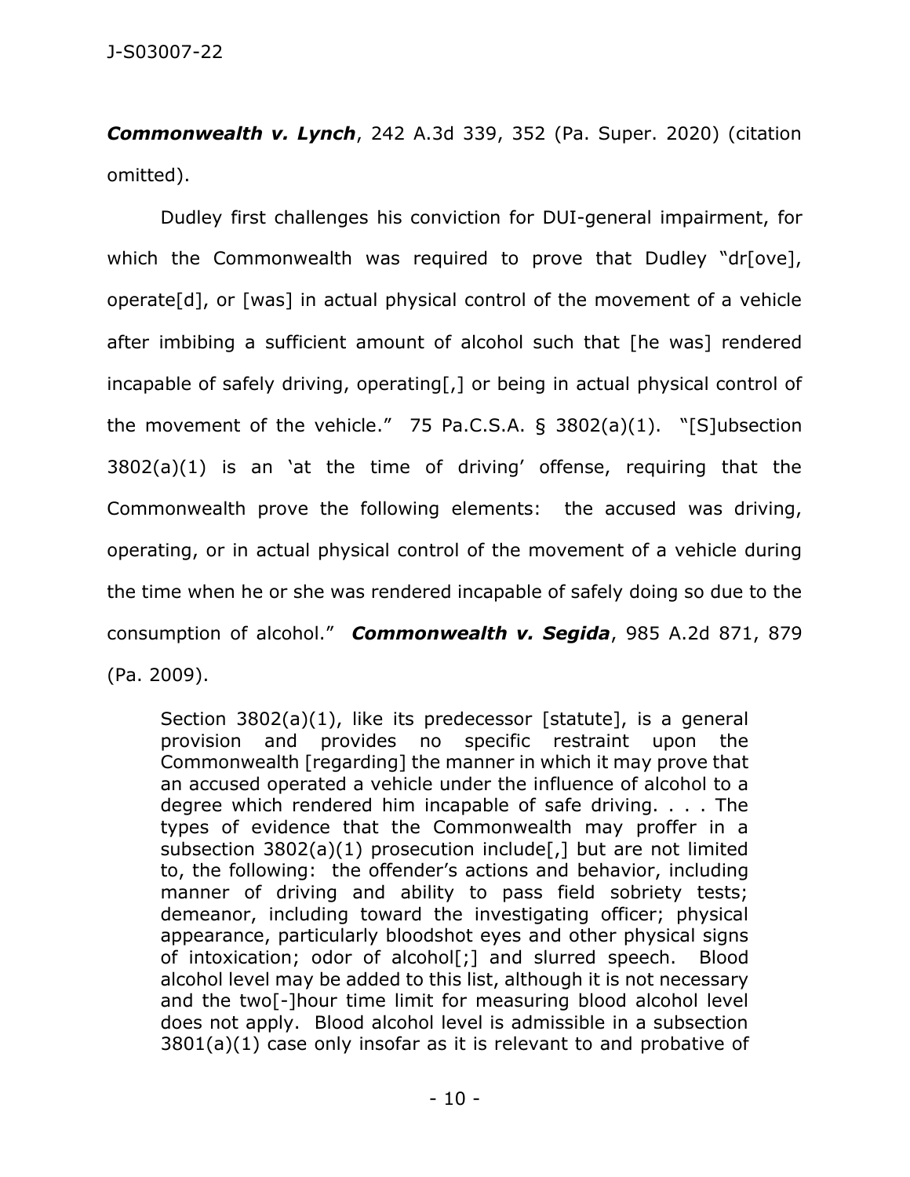***Commonwealth v. Lynch***, 242 A.3d 339, 352 (Pa. Super. 2020) (citation omitted).

Dudley first challenges his conviction for DUI-general impairment, for which the Commonwealth was required to prove that Dudley "dr[ove], operate[d], or [was] in actual physical control of the movement of a vehicle after imbibing a sufficient amount of alcohol such that [he was] rendered incapable of safely driving, operating[,] or being in actual physical control of the movement of the vehicle." 75 Pa.C.S.A. § 3802(a)(1). "[S]ubsection 3802(a)(1) is an 'at the time of driving' offense, requiring that the Commonwealth prove the following elements: the accused was driving, operating, or in actual physical control of the movement of a vehicle during the time when he or she was rendered incapable of safely doing so due to the consumption of alcohol." ***Commonwealth v. Segida***, 985 A.2d 871, 879 (Pa. 2009).

> Section 3802(a)(1), like its predecessor [statute], is a general provision and provides no specific restraint upon the Commonwealth [regarding] the manner in which it may prove that an accused operated a vehicle under the influence of alcohol to a degree which rendered him incapable of safe driving. . . . The types of evidence that the Commonwealth may proffer in a subsection 3802(a)(1) prosecution include[,] but are not limited to, the following: the offender's actions and behavior, including manner of driving and ability to pass field sobriety tests; demeanor, including toward the investigating officer; physical appearance, particularly bloodshot eyes and other physical signs of intoxication; odor of alcohol[;] and slurred speech. Blood alcohol level may be added to this list, although it is not necessary and the two[-]hour time limit for measuring blood alcohol level does not apply. Blood alcohol level is admissible in a subsection 3801(a)(1) case only insofar as it is relevant to and probative of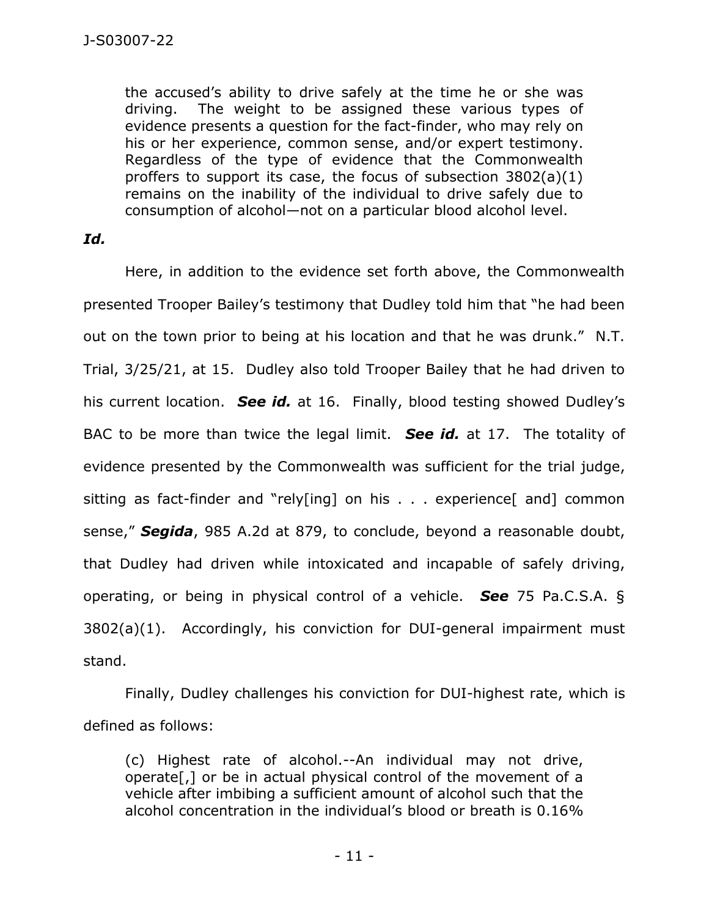> the accused's ability to drive safely at the time he or she was driving. The weight to be assigned these various types of evidence presents a question for the fact-finder, who may rely on his or her experience, common sense, and/or expert testimony. Regardless of the type of evidence that the Commonwealth proffers to support its case, the focus of subsection 3802(a)(1) remains on the inability of the individual to drive safely due to consumption of alcohol—not on a particular blood alcohol level.

***Id.***

Here, in addition to the evidence set forth above, the Commonwealth presented Trooper Bailey's testimony that Dudley told him that "he had been out on the town prior to being at his location and that he was drunk." N.T. Trial, 3/25/21, at 15. Dudley also told Trooper Bailey that he had driven to his current location. ***See id.*** at 16. Finally, blood testing showed Dudley's BAC to be more than twice the legal limit. ***See id.*** at 17. The totality of evidence presented by the Commonwealth was sufficient for the trial judge, sitting as fact-finder and "rely[ing] on his . . . experience[ and] common sense," ***Segida***, 985 A.2d at 879, to conclude, beyond a reasonable doubt, that Dudley had driven while intoxicated and incapable of safely driving, operating, or being in physical control of a vehicle. ***See*** 75 Pa.C.S.A. § 3802(a)(1). Accordingly, his conviction for DUI-general impairment must stand.

Finally, Dudley challenges his conviction for DUI-highest rate, which is defined as follows:

> (c) Highest rate of alcohol.--An individual may not drive, operate[,] or be in actual physical control of the movement of a vehicle after imbibing a sufficient amount of alcohol such that the alcohol concentration in the individual's blood or breath is 0.16%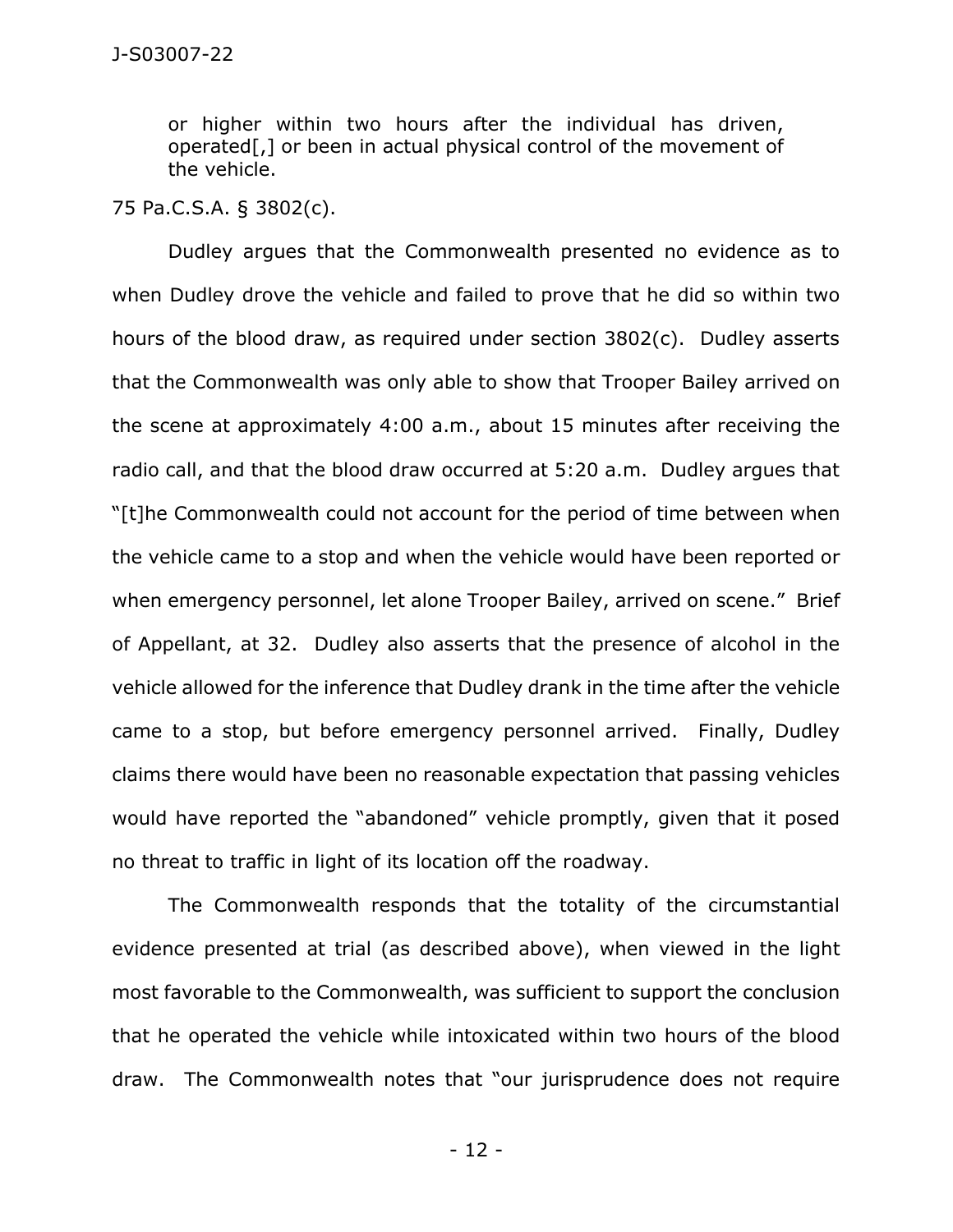> or higher within two hours after the individual has driven, operated[,] or been in actual physical control of the movement of the vehicle.

75 Pa.C.S.A. § 3802(c).

Dudley argues that the Commonwealth presented no evidence as to when Dudley drove the vehicle and failed to prove that he did so within two hours of the blood draw, as required under section 3802(c). Dudley asserts that the Commonwealth was only able to show that Trooper Bailey arrived on the scene at approximately 4:00 a.m., about 15 minutes after receiving the radio call, and that the blood draw occurred at 5:20 a.m. Dudley argues that "[t]he Commonwealth could not account for the period of time between when the vehicle came to a stop and when the vehicle would have been reported or when emergency personnel, let alone Trooper Bailey, arrived on scene." Brief of Appellant, at 32. Dudley also asserts that the presence of alcohol in the vehicle allowed for the inference that Dudley drank in the time after the vehicle came to a stop, but before emergency personnel arrived. Finally, Dudley claims there would have been no reasonable expectation that passing vehicles would have reported the "abandoned" vehicle promptly, given that it posed no threat to traffic in light of its location off the roadway.

The Commonwealth responds that the totality of the circumstantial evidence presented at trial (as described above), when viewed in the light most favorable to the Commonwealth, was sufficient to support the conclusion that he operated the vehicle while intoxicated within two hours of the blood draw. The Commonwealth notes that "our jurisprudence does not require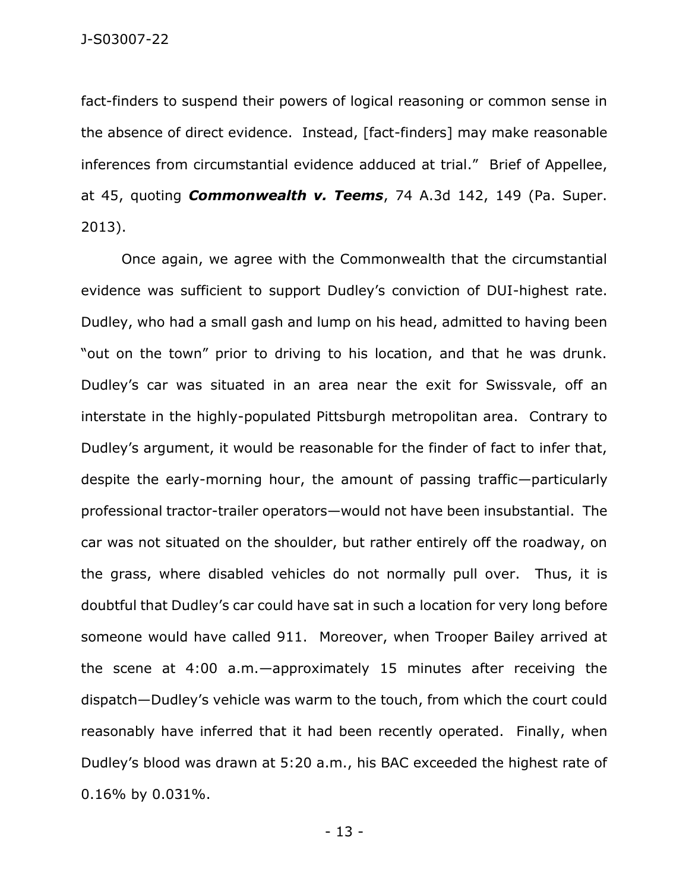fact-finders to suspend their powers of logical reasoning or common sense in the absence of direct evidence. Instead, [fact-finders] may make reasonable inferences from circumstantial evidence adduced at trial." Brief of Appellee, at 45, quoting ***Commonwealth v. Teems***, 74 A.3d 142, 149 (Pa. Super. 2013).

Once again, we agree with the Commonwealth that the circumstantial evidence was sufficient to support Dudley's conviction of DUI-highest rate. Dudley, who had a small gash and lump on his head, admitted to having been "out on the town" prior to driving to his location, and that he was drunk. Dudley's car was situated in an area near the exit for Swissvale, off an interstate in the highly-populated Pittsburgh metropolitan area. Contrary to Dudley's argument, it would be reasonable for the finder of fact to infer that, despite the early-morning hour, the amount of passing traffic—particularly professional tractor-trailer operators—would not have been insubstantial. The car was not situated on the shoulder, but rather entirely off the roadway, on the grass, where disabled vehicles do not normally pull over. Thus, it is doubtful that Dudley's car could have sat in such a location for very long before someone would have called 911. Moreover, when Trooper Bailey arrived at the scene at 4:00 a.m.—approximately 15 minutes after receiving the dispatch—Dudley's vehicle was warm to the touch, from which the court could reasonably have inferred that it had been recently operated. Finally, when Dudley's blood was drawn at 5:20 a.m., his BAC exceeded the highest rate of 0.16% by 0.031%.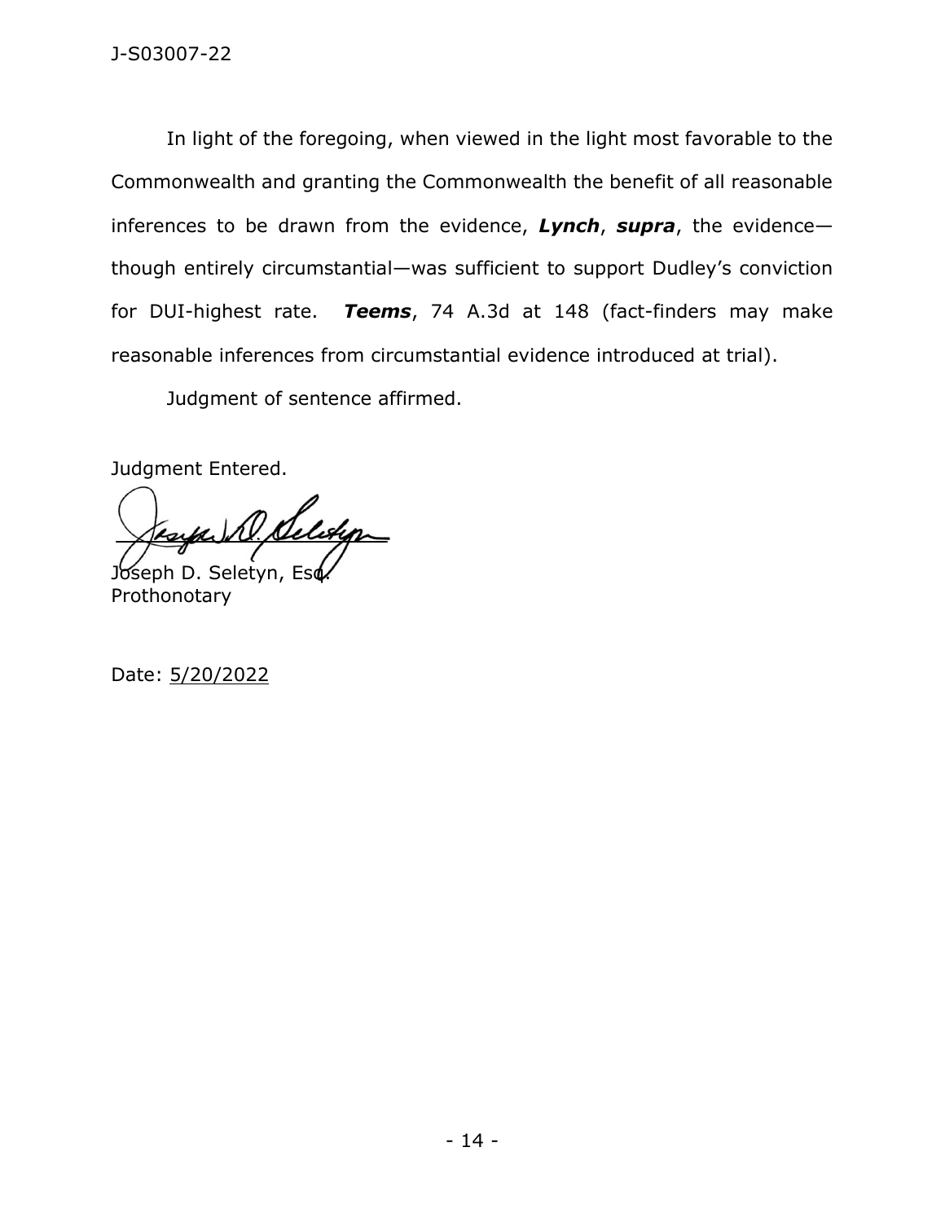In light of the foregoing, when viewed in the light most favorable to the Commonwealth and granting the Commonwealth the benefit of all reasonable inferences to be drawn from the evidence, ***Lynch***, ***supra***, the evidence—though entirely circumstantial—was sufficient to support Dudley's conviction for DUI-highest rate. ***Teems***, 74 A.3d at 148 (fact-finders may make reasonable inferences from circumstantial evidence introduced at trial).

Judgment of sentence affirmed.

Judgment Entered.

Joseph D. Seletyn, Esq.
Prothonotary

Date: 5/20/2022